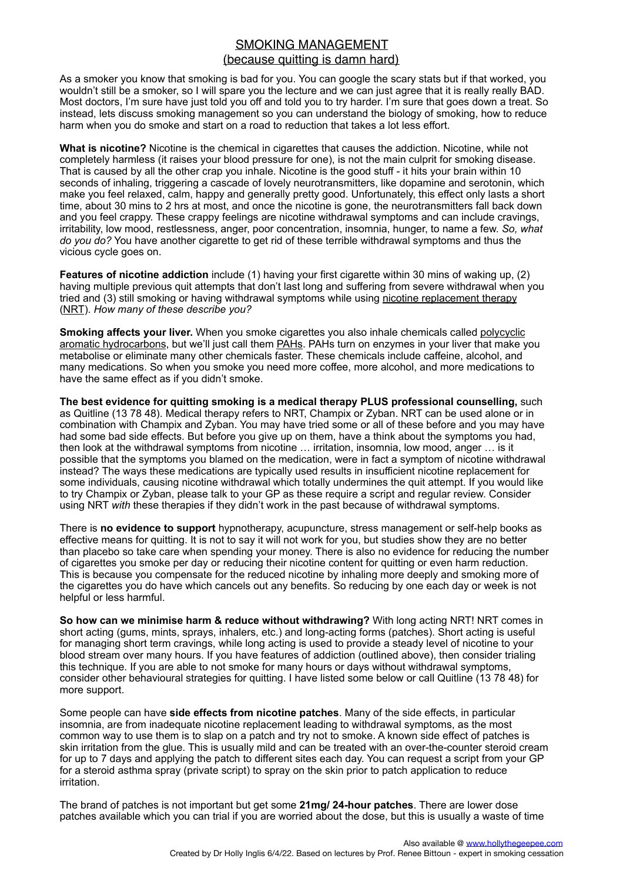# SMOKING MANAGEMENT
## (because quitting is damn hard)

As a smoker you know that smoking is bad for you. You can google the scary stats but if that worked, you wouldn't still be a smoker, so I will spare you the lecture and we can just agree that it is really really BAD. Most doctors, I'm sure have just told you off and told you to try harder. I'm sure that goes down a treat. So instead, lets discuss smoking management so you can understand the biology of smoking, how to reduce harm when you do smoke and start on a road to reduction that takes a lot less effort.

**What is nicotine?** Nicotine is the chemical in cigarettes that causes the addiction. Nicotine, while not completely harmless (it raises your blood pressure for one), is not the main culprit for smoking disease. That is caused by all the other crap you inhale. Nicotine is the good stuff - it hits your brain within 10 seconds of inhaling, triggering a cascade of lovely neurotransmitters, like dopamine and serotonin, which make you feel relaxed, calm, happy and generally pretty good. Unfortunately, this effect only lasts a short time, about 30 mins to 2 hrs at most, and once the nicotine is gone, the neurotransmitters fall back down and you feel crappy. These crappy feelings are nicotine withdrawal symptoms and can include cravings, irritability, low mood, restlessness, anger, poor concentration, insomnia, hunger, to name a few. *So, what do you do?* You have another cigarette to get rid of these terrible withdrawal symptoms and thus the vicious cycle goes on.

**Features of nicotine addiction** include (1) having your first cigarette within 30 mins of waking up, (2) having multiple previous quit attempts that don't last long and suffering from severe withdrawal when you tried and (3) still smoking or having withdrawal symptoms while using nicotine replacement therapy (NRT). *How many of these describe you?*

**Smoking affects your liver.** When you smoke cigarettes you also inhale chemicals called polycyclic aromatic hydrocarbons, but we'll just call them PAHs. PAHs turn on enzymes in your liver that make you metabolise or eliminate many other chemicals faster. These chemicals include caffeine, alcohol, and many medications. So when you smoke you need more coffee, more alcohol, and more medications to have the same effect as if you didn't smoke.

**The best evidence for quitting smoking is a medical therapy PLUS professional counselling,** such as Quitline (13 78 48). Medical therapy refers to NRT, Champix or Zyban. NRT can be used alone or in combination with Champix and Zyban. You may have tried some or all of these before and you may have had some bad side effects. But before you give up on them, have a think about the symptoms you had, then look at the withdrawal symptoms from nicotine … irritation, insomnia, low mood, anger … is it possible that the symptoms you blamed on the medication, were in fact a symptom of nicotine withdrawal instead? The ways these medications are typically used results in insufficient nicotine replacement for some individuals, causing nicotine withdrawal which totally undermines the quit attempt. If you would like to try Champix or Zyban, please talk to your GP as these require a script and regular review. Consider using NRT *with* these therapies if they didn't work in the past because of withdrawal symptoms.

There is **no evidence to support** hypnotherapy, acupuncture, stress management or self-help books as effective means for quitting. It is not to say it will not work for you, but studies show they are no better than placebo so take care when spending your money. There is also no evidence for reducing the number of cigarettes you smoke per day or reducing their nicotine content for quitting or even harm reduction. This is because you compensate for the reduced nicotine by inhaling more deeply and smoking more of the cigarettes you do have which cancels out any benefits. So reducing by one each day or week is not helpful or less harmful.

**So how can we minimise harm & reduce without withdrawing?** With long acting NRT! NRT comes in short acting (gums, mints, sprays, inhalers, etc.) and long-acting forms (patches). Short acting is useful for managing short term cravings, while long acting is used to provide a steady level of nicotine to your blood stream over many hours. If you have features of addiction (outlined above), then consider trialing this technique. If you are able to not smoke for many hours or days without withdrawal symptoms, consider other behavioural strategies for quitting. I have listed some below or call Quitline (13 78 48) for more support.

Some people can have **side effects from nicotine patches**. Many of the side effects, in particular insomnia, are from inadequate nicotine replacement leading to withdrawal symptoms, as the most common way to use them is to slap on a patch and try not to smoke. A known side effect of patches is skin irritation from the glue. This is usually mild and can be treated with an over-the-counter steroid cream for up to 7 days and applying the patch to different sites each day. You can request a script from your GP for a steroid asthma spray (private script) to spray on the skin prior to patch application to reduce irritation.

The brand of patches is not important but get some **21mg/ 24-hour patches**. There are lower dose patches available which you can trial if you are worried about the dose, but this is usually a waste of time

Also available @ www.hollythegeepee.com

Created by Dr Holly Inglis 6/4/22. Based on lectures by Prof. Renee Bittoun - expert in smoking cessation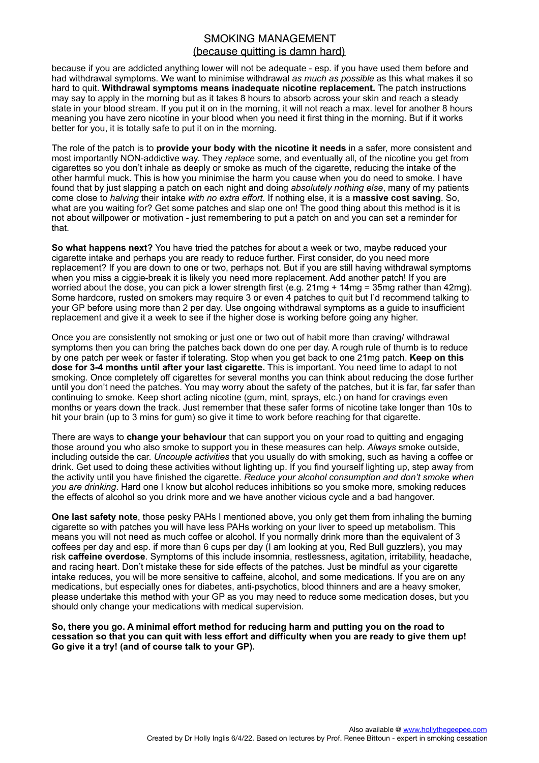because if you are addicted anything lower will not be adequate - esp. if you have used them before and had withdrawal symptoms. We want to minimise withdrawal *as much as possible* as this what makes it so hard to quit. **Withdrawal symptoms means inadequate nicotine replacement.** The patch instructions may say to apply in the morning but as it takes 8 hours to absorb across your skin and reach a steady state in your blood stream. If you put it on in the morning, it will not reach a max. level for another 8 hours meaning you have zero nicotine in your blood when you need it first thing in the morning. But if it works better for you, it is totally safe to put it on in the morning.

The role of the patch is to **provide your body with the nicotine it needs** in a safer, more consistent and most importantly NON-addictive way. They *replace* some, and eventually all, of the nicotine you get from cigarettes so you don't inhale as deeply or smoke as much of the cigarette, reducing the intake of the other harmful muck. This is how you minimise the harm you cause when you do need to smoke. I have found that by just slapping a patch on each night and doing *absolutely nothing else*, many of my patients come close to *halving* their intake *with no extra effort*. If nothing else, it is a **massive cost saving**. So, what are you waiting for? Get some patches and slap one on! The good thing about this method is it is not about willpower or motivation - just remembering to put a patch on and you can set a reminder for that.

**So what happens next?** You have tried the patches for about a week or two, maybe reduced your cigarette intake and perhaps you are ready to reduce further. First consider, do you need more replacement? If you are down to one or two, perhaps not. But if you are still having withdrawal symptoms when you miss a ciggie-break it is likely you need more replacement. Add another patch! If you are worried about the dose, you can pick a lower strength first (e.g. 21mg + 14mg = 35mg rather than 42mg). Some hardcore, rusted on smokers may require 3 or even 4 patches to quit but I'd recommend talking to your GP before using more than 2 per day. Use ongoing withdrawal symptoms as a guide to insufficient replacement and give it a week to see if the higher dose is working before going any higher.

Once you are consistently not smoking or just one or two out of habit more than craving/ withdrawal symptoms then you can bring the patches back down do one per day. A rough rule of thumb is to reduce by one patch per week or faster if tolerating. Stop when you get back to one 21mg patch. **Keep on this dose for 3-4 months until after your last cigarette.** This is important. You need time to adapt to not smoking. Once completely off cigarettes for several months you can think about reducing the dose further until you don't need the patches. You may worry about the safety of the patches, but it is far, far safer than continuing to smoke. Keep short acting nicotine (gum, mint, sprays, etc.) on hand for cravings even months or years down the track. Just remember that these safer forms of nicotine take longer than 10s to hit your brain (up to 3 mins for gum) so give it time to work before reaching for that cigarette.

There are ways to **change your behaviour** that can support you on your road to quitting and engaging those around you who also smoke to support you in these measures can help. *Always* smoke outside, including outside the car. *Uncouple activities* that you usually do with smoking, such as having a coffee or drink. Get used to doing these activities without lighting up. If you find yourself lighting up, step away from the activity until you have finished the cigarette. *Reduce your alcohol consumption and don't smoke when you are drinking*. Hard one I know but alcohol reduces inhibitions so you smoke more, smoking reduces the effects of alcohol so you drink more and we have another vicious cycle and a bad hangover.

**One last safety note**, those pesky PAHs I mentioned above, you only get them from inhaling the burning cigarette so with patches you will have less PAHs working on your liver to speed up metabolism. This means you will not need as much coffee or alcohol. If you normally drink more than the equivalent of 3 coffees per day and esp. if more than 6 cups per day (I am looking at you, Red Bull guzzlers), you may risk **caffeine overdose**. Symptoms of this include insomnia, restlessness, agitation, irritability, headache, and racing heart. Don't mistake these for side effects of the patches. Just be mindful as your cigarette intake reduces, you will be more sensitive to caffeine, alcohol, and some medications. If you are on any medications, but especially ones for diabetes, anti-psychotics, blood thinners and are a heavy smoker, please undertake this method with your GP as you may need to reduce some medication doses, but you should only change your medications with medical supervision.

**So, there you go. A minimal effort method for reducing harm and putting you on the road to cessation so that you can quit with less effort and difficulty when you are ready to give them up! Go give it a try! (and of course talk to your GP).**

Also available @ www.hollythegeepee.com

Created by Dr Holly Inglis 6/4/22. Based on lectures by Prof. Renee Bittoun - expert in smoking cessation